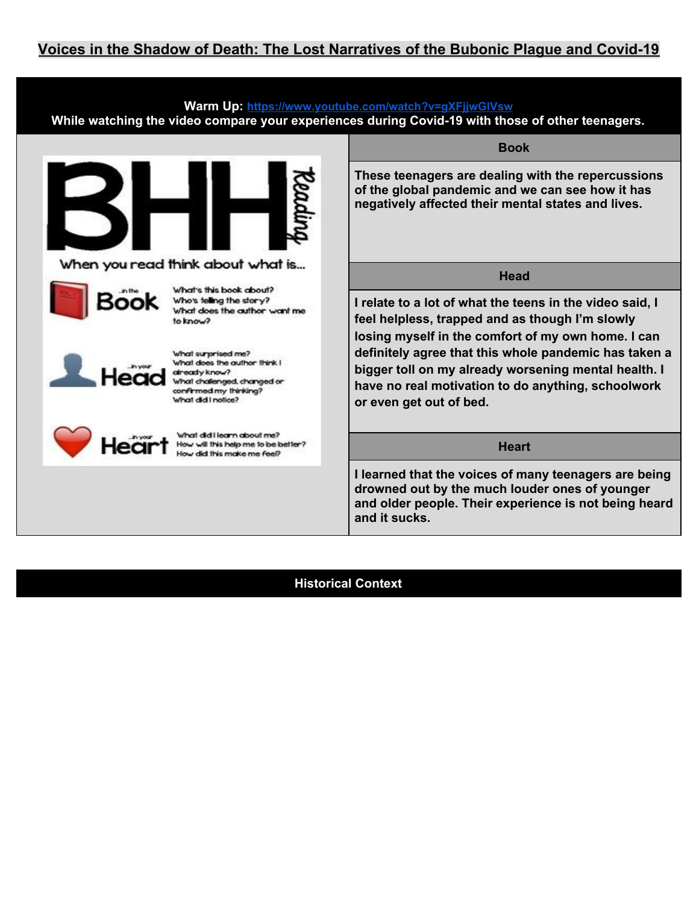# Voices in the Shadow of Death: The Lost Narratives of the Bubonic Plague and Covid-19

**Warm Up:** https://www.youtube.com/watch?v=gXFjjwGlVsw

**While watching the video compare your experiences during Covid-19 with those of other teenagers.**

**BHH Reading**

When you read think about what is...

**...in the Book**
- What's this book about?
- Who's telling the story?
- What does the author want me to know?

**...in your Head**
- What surprised me?
- What does the author think I already know?
- What challenged, changed or confirmed my thinking?
- What did I notice?

**...in your Heart**
- What did I learn about me?
- How will this help me to be better?
- How did this make me feel?

| Book |
| --- |
| These teenagers are dealing with the repercussions of the global pandemic and we can see how it has negatively affected their mental states and lives. |

| Head |
| --- |
| I relate to a lot of what the teens in the video said, I feel helpless, trapped and as though I'm slowly losing myself in the comfort of my own home. I can definitely agree that this whole pandemic has taken a bigger toll on my already worsening mental health. I have no real motivation to do anything, schoolwork or even get out of bed. |

| Heart |
| --- |
| I learned that the voices of many teenagers are being drowned out by the much louder ones of younger and older people. Their experience is not being heard and it sucks. |

## Historical Context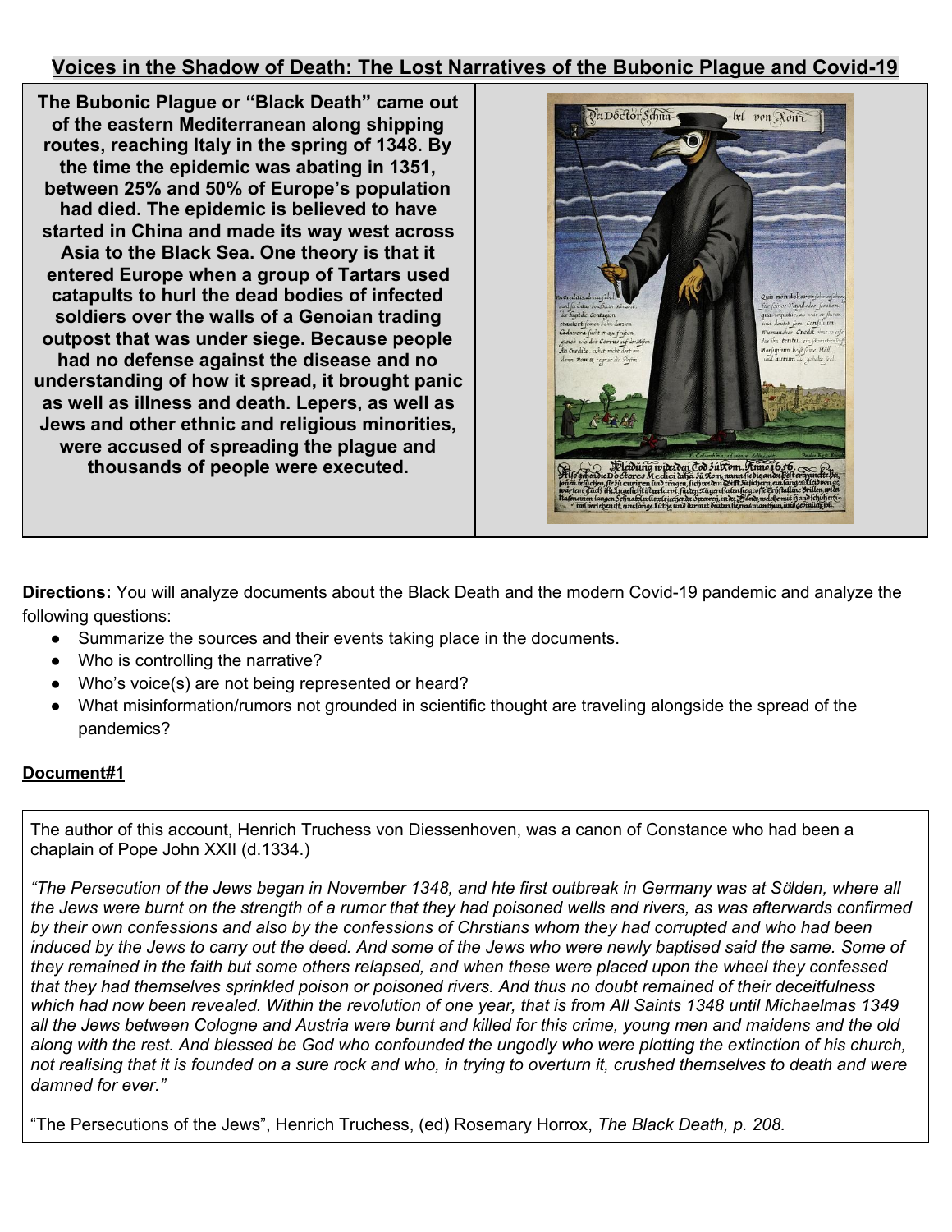## Voices in the Shadow of Death: The Lost Narratives of the Bubonic Plague and Covid-19

**The Bubonic Plague or "Black Death" came out of the eastern Mediterranean along shipping routes, reaching Italy in the spring of 1348. By the time the epidemic was abating in 1351, between 25% and 50% of Europe's population had died. The epidemic is believed to have started in China and made its way west across Asia to the Black Sea. One theory is that it entered Europe when a group of Tartars used catapults to hurl the dead bodies of infected soldiers over the walls of a Genoian trading outpost that was under siege. Because people had no defense against the disease and no understanding of how it spread, it brought panic as well as illness and death. Lepers, as well as Jews and other ethnic and religious minorities, were accused of spreading the plague and thousands of people were executed.**

**Directions:** You will analyze documents about the Black Death and the modern Covid-19 pandemic and analyze the following questions:

- Summarize the sources and their events taking place in the documents.
- Who is controlling the narrative?
- Who's voice(s) are not being represented or heard?
- What misinformation/rumors not grounded in scientific thought are traveling alongside the spread of the pandemics?

### Document#1

The author of this account, Henrich Truchess von Diessenhoven, was a canon of Constance who had been a chaplain of Pope John XXII (d.1334.)

*"The Persecution of the Jews began in November 1348, and hte first outbreak in Germany was at Sölden, where all the Jews were burnt on the strength of a rumor that they had poisoned wells and rivers, as was afterwards confirmed by their own confessions and also by the confessions of Chrstians whom they had corrupted and who had been induced by the Jews to carry out the deed. And some of the Jews who were newly baptised said the same. Some of they remained in the faith but some others relapsed, and when these were placed upon the wheel they confessed that they had themselves sprinkled poison or poisoned rivers. And thus no doubt remained of their deceitfulness which had now been revealed. Within the revolution of one year, that is from All Saints 1348 until Michaelmas 1349 all the Jews between Cologne and Austria were burnt and killed for this crime, young men and maidens and the old along with the rest. And blessed be God who confounded the ungodly who were plotting the extinction of his church, not realising that it is founded on a sure rock and who, in trying to overturn it, crushed themselves to death and were damned for ever."*

"The Persecutions of the Jews", Henrich Truchess, (ed) Rosemary Horrox, *The Black Death, p. 208.*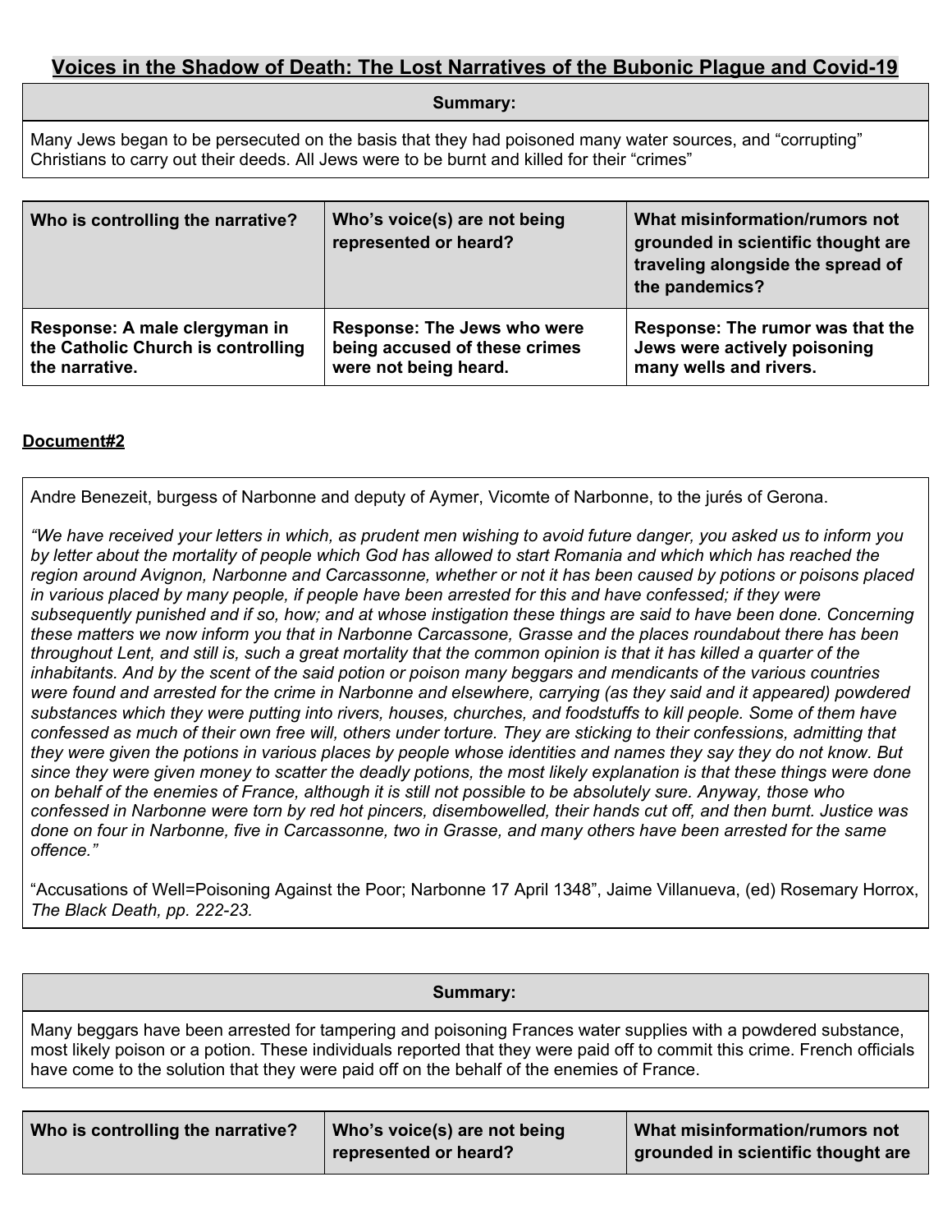# Voices in the Shadow of Death: The Lost Narratives of the Bubonic Plague and Covid-19

| Summary: |
|---|
| Many Jews began to be persecuted on the basis that they had poisoned many water sources, and "corrupting" Christians to carry out their deeds. All Jews were to be burnt and killed for their "crimes" |

| Who is controlling the narrative? | Who's voice(s) are not being represented or heard? | What misinformation/rumors not grounded in scientific thought are traveling alongside the spread of the pandemics? |
|---|---|---|
| **Response: A male clergyman in the Catholic Church is controlling the narrative.** | **Response: The Jews who were being accused of these crimes were not being heard.** | **Response: The rumor was that the Jews were actively poisoning many wells and rivers.** |

**Document#2**

Andre Benezeit, burgess of Narbonne and deputy of Aymer, Vicomte of Narbonne, to the jurés of Gerona.

*"We have received your letters in which, as prudent men wishing to avoid future danger, you asked us to inform you by letter about the mortality of people which God has allowed to start Romania and which which has reached the region around Avignon, Narbonne and Carcassonne, whether or not it has been caused by potions or poisons placed in various placed by many people, if people have been arrested for this and have confessed; if they were subsequently punished and if so, how; and at whose instigation these things are said to have been done. Concerning these matters we now inform you that in Narbonne Carcassone, Grasse and the places roundabout there has been throughout Lent, and still is, such a great mortality that the common opinion is that it has killed a quarter of the inhabitants. And by the scent of the said potion or poison many beggars and mendicants of the various countries were found and arrested for the crime in Narbonne and elsewhere, carrying (as they said and it appeared) powdered substances which they were putting into rivers, houses, churches, and foodstuffs to kill people. Some of them have confessed as much of their own free will, others under torture. They are sticking to their confessions, admitting that they were given the potions in various places by people whose identities and names they say they do not know. But since they were given money to scatter the deadly potions, the most likely explanation is that these things were done on behalf of the enemies of France, although it is still not possible to be absolutely sure. Anyway, those who confessed in Narbonne were torn by red hot pincers, disembowelled, their hands cut off, and then burnt. Justice was done on four in Narbonne, five in Carcassonne, two in Grasse, and many others have been arrested for the same offence."*

"Accusations of Well=Poisoning Against the Poor; Narbonne 17 April 1348", Jaime Villanueva, (ed) Rosemary Horrox, *The Black Death, pp. 222-23.*

| Summary: |
|---|
| Many beggars have been arrested for tampering and poisoning Frances water supplies with a powdered substance, most likely poison or a potion. These individuals reported that they were paid off to commit this crime. French officials have come to the solution that they were paid off on the behalf of the enemies of France. |

| Who is controlling the narrative? | Who's voice(s) are not being represented or heard? | What misinformation/rumors not grounded in scientific thought are |
|---|---|---|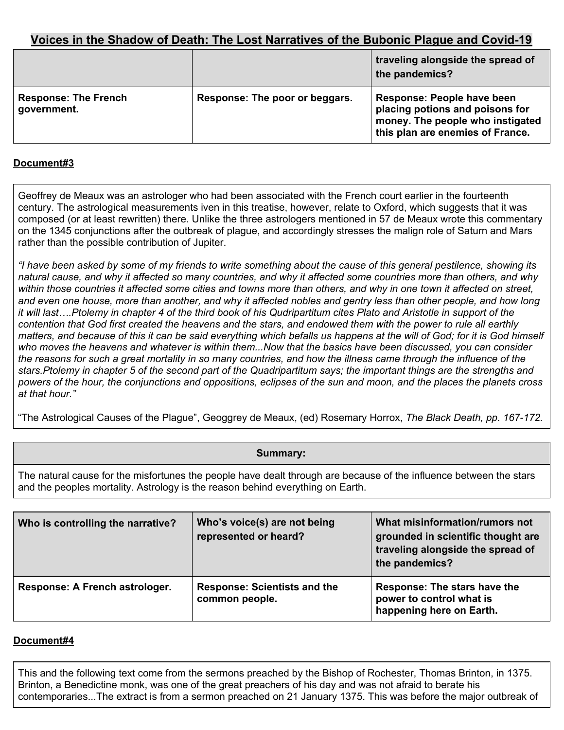## Voices in the Shadow of Death: The Lost Narratives of the Bubonic Plague and Covid-19

| | | **traveling alongside the spread of the pandemics?** |
|---|---|---|
| **Response: The French government.** | **Response: The poor or beggars.** | **Response: People have been placing potions and poisons for money. The people who instigated this plan are enemies of France.** |

**Document#3**

Geoffrey de Meaux was an astrologer who had been associated with the French court earlier in the fourteenth century. The astrological measurements iven in this treatise, however, relate to Oxford, which suggests that it was composed (or at least rewritten) there. Unlike the three astrologers mentioned in 57 de Meaux wrote this commentary on the 1345 conjunctions after the outbreak of plague, and accordingly stresses the malign role of Saturn and Mars rather than the possible contribution of Jupiter.

*"I have been asked by some of my friends to write something about the cause of this general pestilence, showing its natural cause, and why it affected so many countries, and why it affected some countries more than others, and why within those countries it affected some cities and towns more than others, and why in one town it affected on street, and even one house, more than another, and why it affected nobles and gentry less than other people, and how long it will last….Ptolemy in chapter 4 of the third book of his Qudripartitum cites Plato and Aristotle in support of the contention that God first created the heavens and the stars, and endowed them with the power to rule all earthly matters, and because of this it can be said everything which befalls us happens at the will of God; for it is God himself who moves the heavens and whatever is within them...Now that the basics have been discussed, you can consider the reasons for such a great mortality in so many countries, and how the illness came through the influence of the stars.Ptolemy in chapter 5 of the second part of the Quadripartitum says; the important things are the strengths and powers of the hour, the conjunctions and oppositions, eclipses of the sun and moon, and the places the planets cross at that hour."*

"The Astrological Causes of the Plague", Geoggrey de Meaux, (ed) Rosemary Horrox, *The Black Death, pp. 167-172.*

| **Summary:** |
|---|
| The natural cause for the misfortunes the people have dealt through are because of the influence between the stars and the peoples mortality. Astrology is the reason behind everything on Earth. |

| **Who is controlling the narrative?** | **Who's voice(s) are not being represented or heard?** | **What misinformation/rumors not grounded in scientific thought are traveling alongside the spread of the pandemics?** |
|---|---|---|
| **Response: A French astrologer.** | **Response: Scientists and the common people.** | **Response: The stars have the power to control what is happening here on Earth.** |

**Document#4**

This and the following text come from the sermons preached by the Bishop of Rochester, Thomas Brinton, in 1375. Brinton, a Benedictine monk, was one of the great preachers of his day and was not afraid to berate his contemporaries...The extract is from a sermon preached on 21 January 1375. This was before the major outbreak of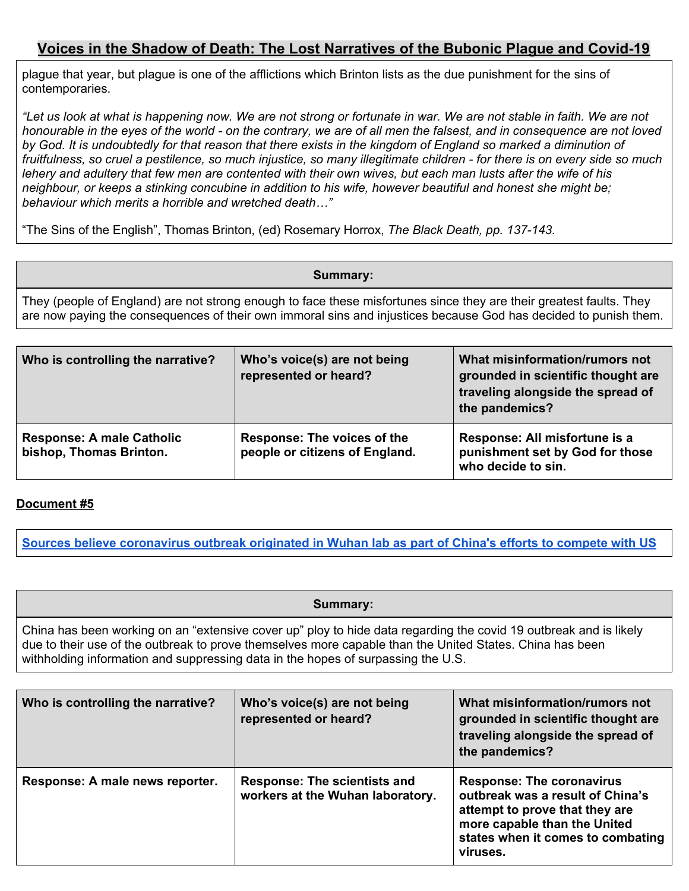plague that year, but plague is one of the afflictions which Brinton lists as the due punishment for the sins of contemporaries.

*"Let us look at what is happening now. We are not strong or fortunate in war. We are not stable in faith. We are not honourable in the eyes of the world - on the contrary, we are of all men the falsest, and in consequence are not loved by God. It is undoubtedly for that reason that there exists in the kingdom of England so marked a diminution of fruitfulness, so cruel a pestilence, so much injustice, so many illegitimate children - for there is on every side so much lehery and adultery that few men are contented with their own wives, but each man lusts after the wife of his neighbour, or keeps a stinking concubine in addition to his wife, however beautiful and honest she might be; behaviour which merits a horrible and wretched death…"*

"The Sins of the English", Thomas Brinton, (ed) Rosemary Horrox, *The Black Death, pp. 137-143.*

| **Summary:** |
| --- |
| They (people of England) are not strong enough to face these misfortunes since they are their greatest faults. They are now paying the consequences of their own immoral sins and injustices because God has decided to punish them. |

| **Who is controlling the narrative?** | **Who's voice(s) are not being represented or heard?** | **What misinformation/rumors not grounded in scientific thought are traveling alongside the spread of the pandemics?** |
| --- | --- | --- |
| **Response: A male Catholic bishop, Thomas Brinton.** | **Response: The voices of the people or citizens of England.** | **Response: All misfortune is a punishment set by God for those who decide to sin.** |

**Document #5**

**Sources believe coronavirus outbreak originated in Wuhan lab as part of China's efforts to compete with US**

| **Summary:** |
| --- |
| China has been working on an "extensive cover up" ploy to hide data regarding the covid 19 outbreak and is likely due to their use of the outbreak to prove themselves more capable than the United States. China has been withholding information and suppressing data in the hopes of surpassing the U.S. |

| **Who is controlling the narrative?** | **Who's voice(s) are not being represented or heard?** | **What misinformation/rumors not grounded in scientific thought are traveling alongside the spread of the pandemics?** |
| --- | --- | --- |
| **Response: A male news reporter.** | **Response: The scientists and workers at the Wuhan laboratory.** | **Response: The coronavirus outbreak was a result of China's attempt to prove that they are more capable than the United states when it comes to combating viruses.** |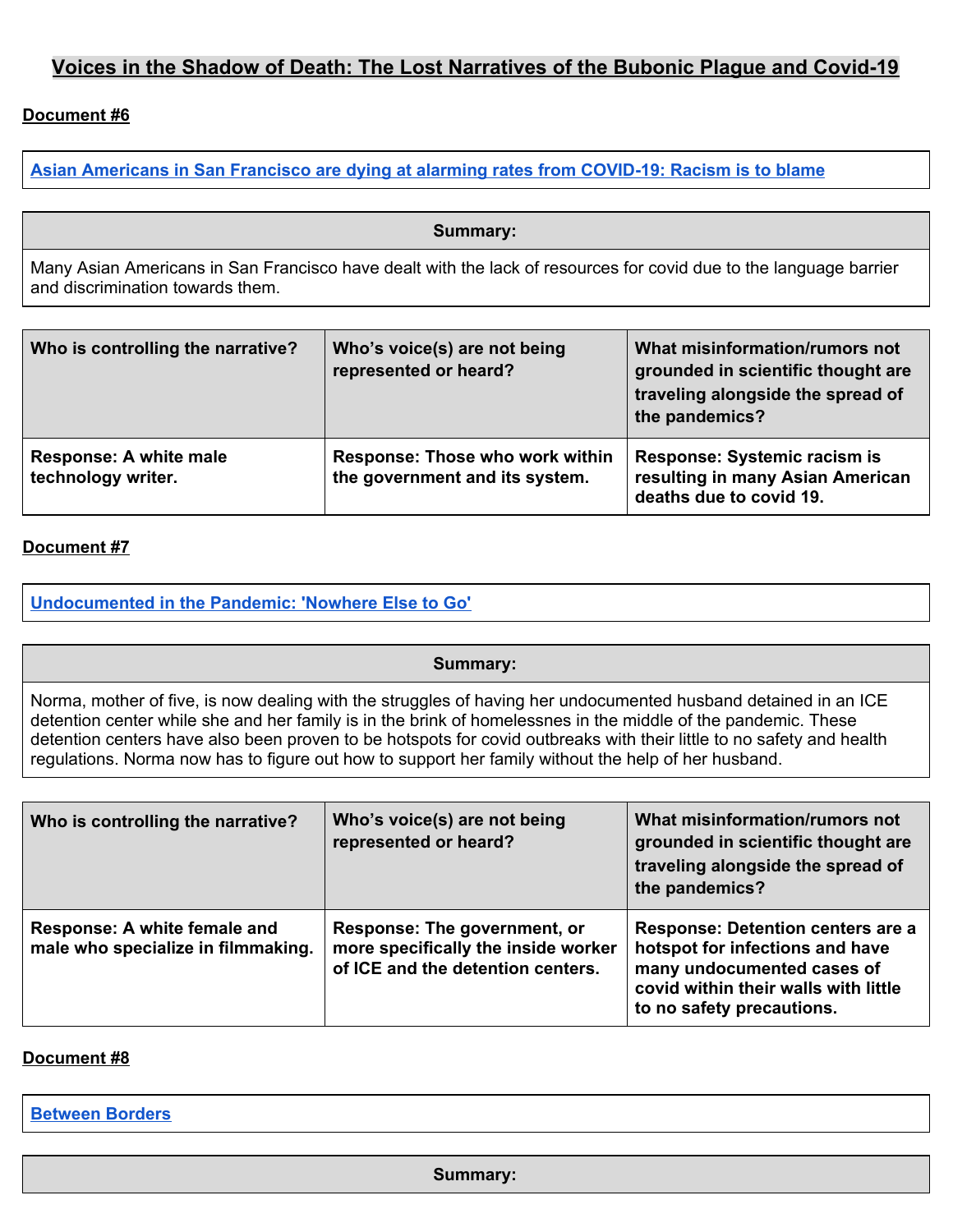# Voices in the Shadow of Death: The Lost Narratives of the Bubonic Plague and Covid-19

**Document #6**

[Asian Americans in San Francisco are dying at alarming rates from COVID-19: Racism is to blame]

| Summary: |
|---|
| Many Asian Americans in San Francisco have dealt with the lack of resources for covid due to the language barrier and discrimination towards them. |

| Who is controlling the narrative? | Who's voice(s) are not being represented or heard? | What misinformation/rumors not grounded in scientific thought are traveling alongside the spread of the pandemics? |
|---|---|---|
| **Response: A white male technology writer.** | **Response: Those who work within the government and its system.** | **Response: Systemic racism is resulting in many Asian American deaths due to covid 19.** |

**Document #7**

[Undocumented in the Pandemic: 'Nowhere Else to Go']

| Summary: |
|---|
| Norma, mother of five, is now dealing with the struggles of having her undocumented husband detained in an ICE detention center while she and her family is in the brink of homelessnes in the middle of the pandemic. These detention centers have also been proven to be hotspots for covid outbreaks with their little to no safety and health regulations. Norma now has to figure out how to support her family without the help of her husband. |

| Who is controlling the narrative? | Who's voice(s) are not being represented or heard? | What misinformation/rumors not grounded in scientific thought are traveling alongside the spread of the pandemics? |
|---|---|---|
| **Response: A white female and male who specialize in filmmaking.** | **Response: The government, or more specifically the inside worker of ICE and the detention centers.** | **Response: Detention centers are a hotspot for infections and have many undocumented cases of covid within their walls with little to no safety precautions.** |

**Document #8**

[Between Borders]

| Summary: |
|---|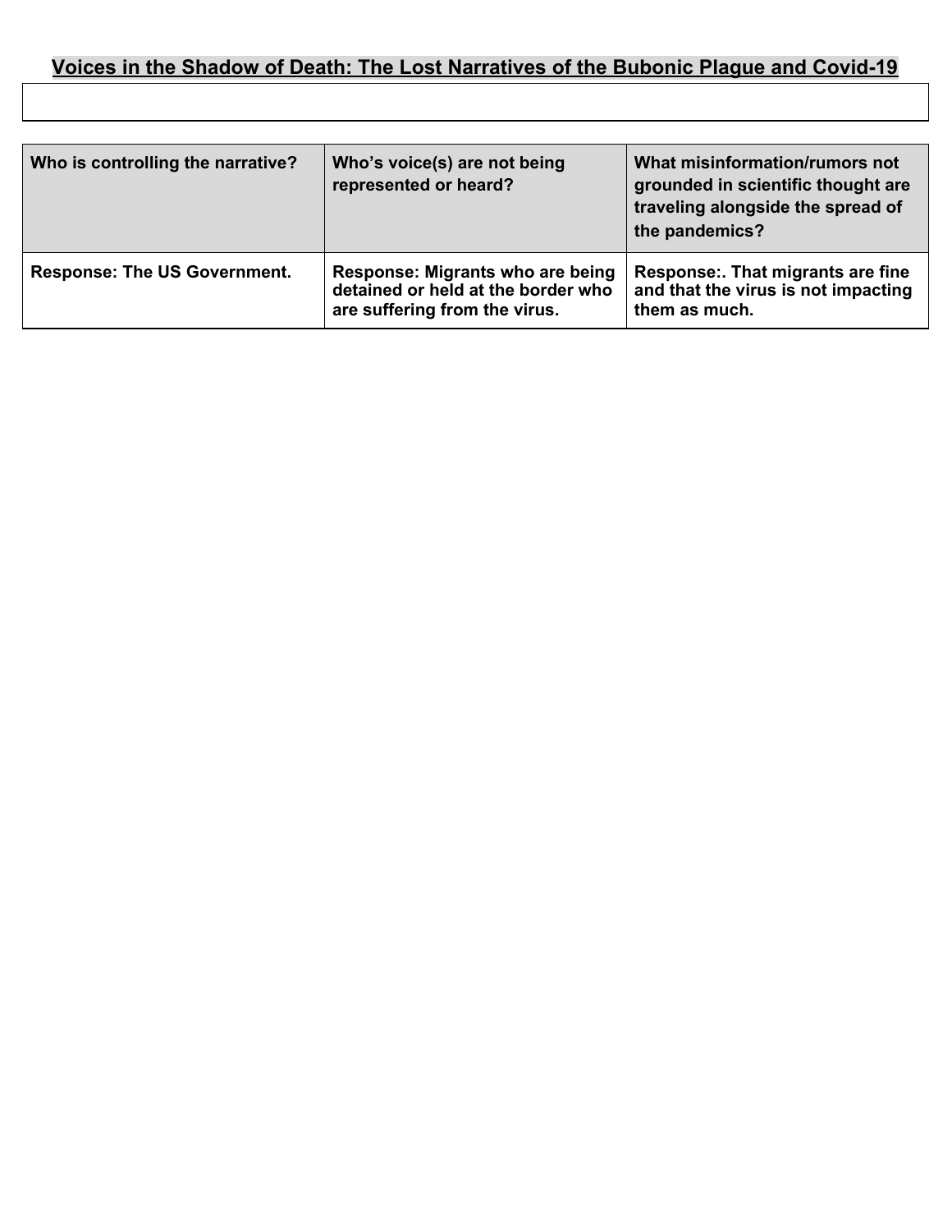## Voices in the Shadow of Death: The Lost Narratives of the Bubonic Plague and Covid-19

| Who is controlling the narrative? | Who's voice(s) are not being represented or heard? | What misinformation/rumors not grounded in scientific thought are traveling alongside the spread of the pandemics? |
|---|---|---|
| **Response: The US Government.** | **Response: Migrants who are being detained or held at the border who are suffering from the virus.** | **Response:. That migrants are fine and that the virus is not impacting them as much.** |